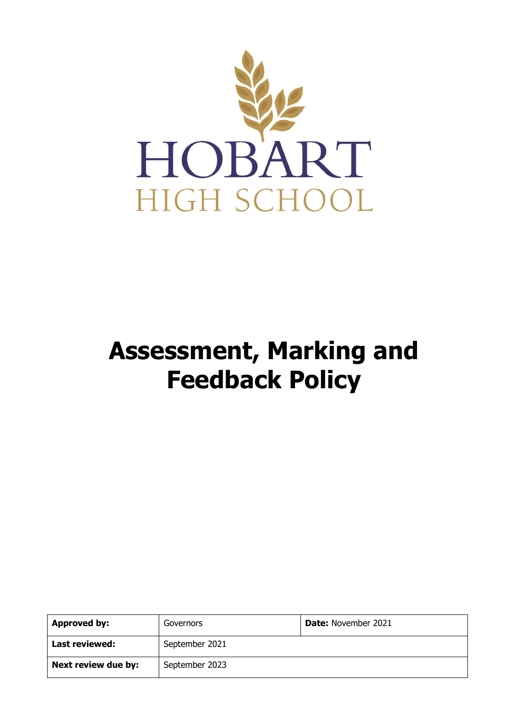HOBART

HIGH SCHOOL

# Assessment, Marking and Feedback Policy

| Approved by: | Governors | Date: November 2021 |
|---|---|---|
| Last reviewed: | September 2021 | |
| Next review due by: | September 2023 | |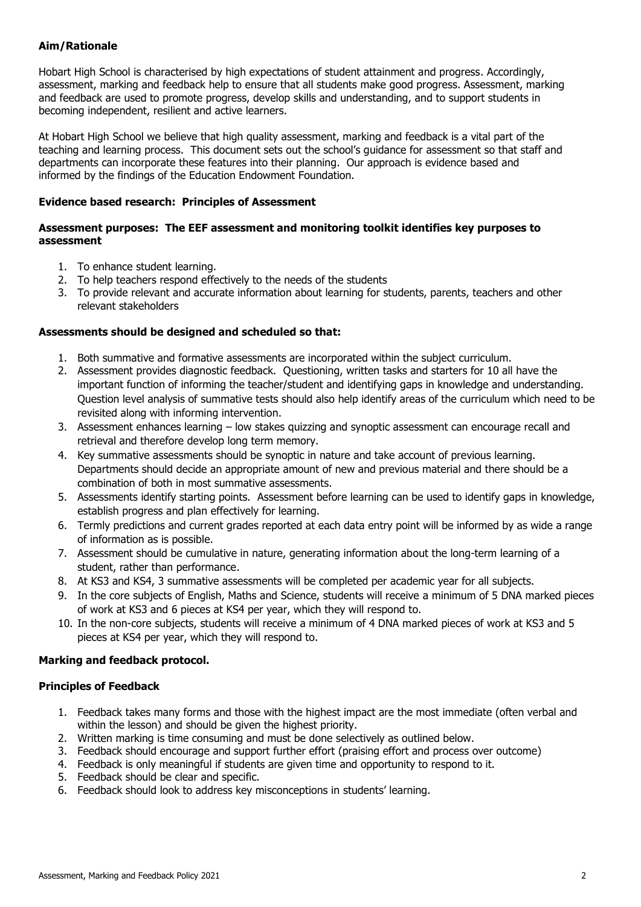**Aim/Rationale**

Hobart High School is characterised by high expectations of student attainment and progress. Accordingly, assessment, marking and feedback help to ensure that all students make good progress. Assessment, marking and feedback are used to promote progress, develop skills and understanding, and to support students in becoming independent, resilient and active learners.

At Hobart High School we believe that high quality assessment, marking and feedback is a vital part of the teaching and learning process. This document sets out the school's guidance for assessment so that staff and departments can incorporate these features into their planning. Our approach is evidence based and informed by the findings of the Education Endowment Foundation.

**Evidence based research: Principles of Assessment**

**Assessment purposes: The EEF assessment and monitoring toolkit identifies key purposes to assessment**

1. To enhance student learning.
2. To help teachers respond effectively to the needs of the students
3. To provide relevant and accurate information about learning for students, parents, teachers and other relevant stakeholders

**Assessments should be designed and scheduled so that:**

1. Both summative and formative assessments are incorporated within the subject curriculum.
2. Assessment provides diagnostic feedback. Questioning, written tasks and starters for 10 all have the important function of informing the teacher/student and identifying gaps in knowledge and understanding. Question level analysis of summative tests should also help identify areas of the curriculum which need to be revisited along with informing intervention.
3. Assessment enhances learning – low stakes quizzing and synoptic assessment can encourage recall and retrieval and therefore develop long term memory.
4. Key summative assessments should be synoptic in nature and take account of previous learning. Departments should decide an appropriate amount of new and previous material and there should be a combination of both in most summative assessments.
5. Assessments identify starting points. Assessment before learning can be used to identify gaps in knowledge, establish progress and plan effectively for learning.
6. Termly predictions and current grades reported at each data entry point will be informed by as wide a range of information as is possible.
7. Assessment should be cumulative in nature, generating information about the long-term learning of a student, rather than performance.
8. At KS3 and KS4, 3 summative assessments will be completed per academic year for all subjects.
9. In the core subjects of English, Maths and Science, students will receive a minimum of 5 DNA marked pieces of work at KS3 and 6 pieces at KS4 per year, which they will respond to.
10. In the non-core subjects, students will receive a minimum of 4 DNA marked pieces of work at KS3 and 5 pieces at KS4 per year, which they will respond to.

**Marking and feedback protocol.**

**Principles of Feedback**

1. Feedback takes many forms and those with the highest impact are the most immediate (often verbal and within the lesson) and should be given the highest priority.
2. Written marking is time consuming and must be done selectively as outlined below.
3. Feedback should encourage and support further effort (praising effort and process over outcome)
4. Feedback is only meaningful if students are given time and opportunity to respond to it.
5. Feedback should be clear and specific.
6. Feedback should look to address key misconceptions in students' learning.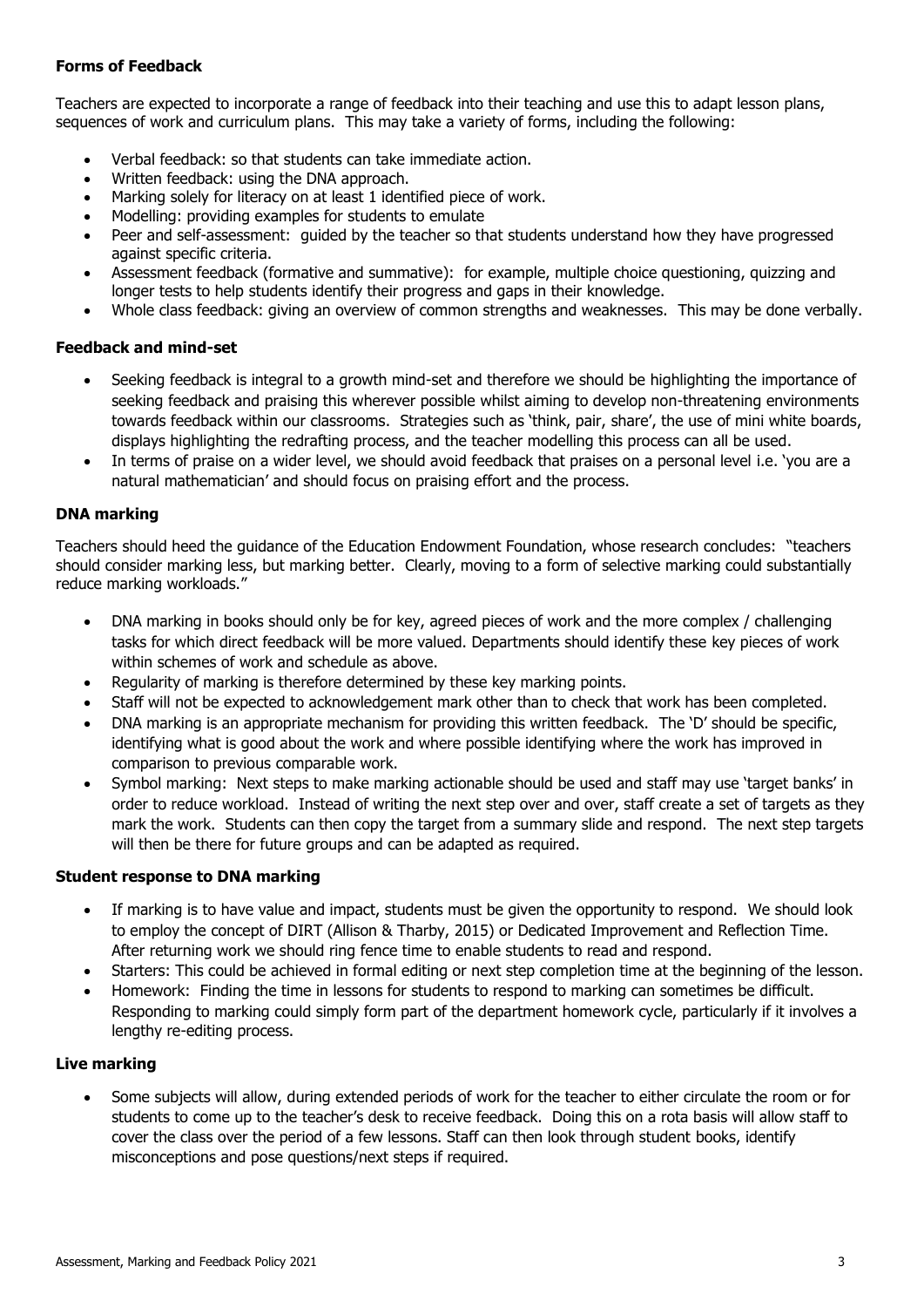**Forms of Feedback**

Teachers are expected to incorporate a range of feedback into their teaching and use this to adapt lesson plans, sequences of work and curriculum plans. This may take a variety of forms, including the following:

- Verbal feedback: so that students can take immediate action.
- Written feedback: using the DNA approach.
- Marking solely for literacy on at least 1 identified piece of work.
- Modelling: providing examples for students to emulate
- Peer and self-assessment: guided by the teacher so that students understand how they have progressed against specific criteria.
- Assessment feedback (formative and summative): for example, multiple choice questioning, quizzing and longer tests to help students identify their progress and gaps in their knowledge.
- Whole class feedback: giving an overview of common strengths and weaknesses. This may be done verbally.

**Feedback and mind-set**

- Seeking feedback is integral to a growth mind-set and therefore we should be highlighting the importance of seeking feedback and praising this wherever possible whilst aiming to develop non-threatening environments towards feedback within our classrooms. Strategies such as 'think, pair, share', the use of mini white boards, displays highlighting the redrafting process, and the teacher modelling this process can all be used.
- In terms of praise on a wider level, we should avoid feedback that praises on a personal level i.e. 'you are a natural mathematician' and should focus on praising effort and the process.

**DNA marking**

Teachers should heed the guidance of the Education Endowment Foundation, whose research concludes: "teachers should consider marking less, but marking better. Clearly, moving to a form of selective marking could substantially reduce marking workloads."

- DNA marking in books should only be for key, agreed pieces of work and the more complex / challenging tasks for which direct feedback will be more valued. Departments should identify these key pieces of work within schemes of work and schedule as above.
- Regularity of marking is therefore determined by these key marking points.
- Staff will not be expected to acknowledgement mark other than to check that work has been completed.
- DNA marking is an appropriate mechanism for providing this written feedback. The 'D' should be specific, identifying what is good about the work and where possible identifying where the work has improved in comparison to previous comparable work.
- Symbol marking: Next steps to make marking actionable should be used and staff may use 'target banks' in order to reduce workload. Instead of writing the next step over and over, staff create a set of targets as they mark the work. Students can then copy the target from a summary slide and respond. The next step targets will then be there for future groups and can be adapted as required.

**Student response to DNA marking**

- If marking is to have value and impact, students must be given the opportunity to respond. We should look to employ the concept of DIRT (Allison & Tharby, 2015) or Dedicated Improvement and Reflection Time. After returning work we should ring fence time to enable students to read and respond.
- Starters: This could be achieved in formal editing or next step completion time at the beginning of the lesson.
- Homework: Finding the time in lessons for students to respond to marking can sometimes be difficult. Responding to marking could simply form part of the department homework cycle, particularly if it involves a lengthy re-editing process.

**Live marking**

- Some subjects will allow, during extended periods of work for the teacher to either circulate the room or for students to come up to the teacher's desk to receive feedback. Doing this on a rota basis will allow staff to cover the class over the period of a few lessons. Staff can then look through student books, identify misconceptions and pose questions/next steps if required.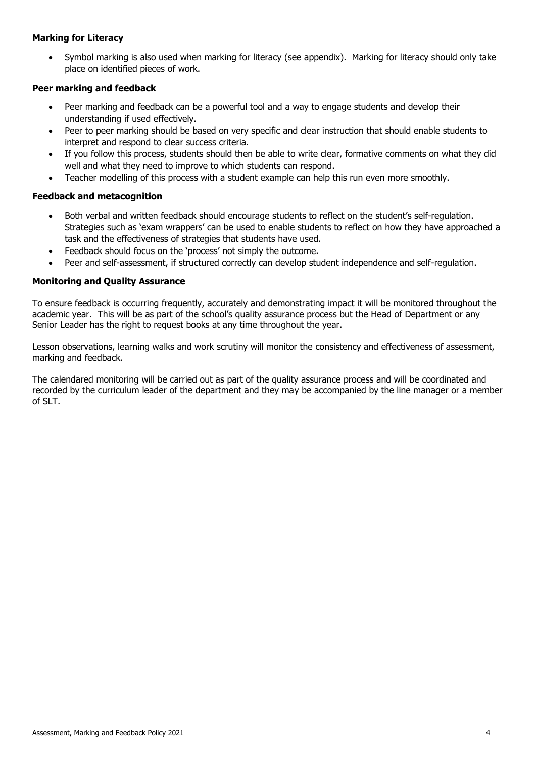**Marking for Literacy**

- Symbol marking is also used when marking for literacy (see appendix). Marking for literacy should only take place on identified pieces of work.

**Peer marking and feedback**

- Peer marking and feedback can be a powerful tool and a way to engage students and develop their understanding if used effectively.
- Peer to peer marking should be based on very specific and clear instruction that should enable students to interpret and respond to clear success criteria.
- If you follow this process, students should then be able to write clear, formative comments on what they did well and what they need to improve to which students can respond.
- Teacher modelling of this process with a student example can help this run even more smoothly.

**Feedback and metacognition**

- Both verbal and written feedback should encourage students to reflect on the student's self-regulation. Strategies such as 'exam wrappers' can be used to enable students to reflect on how they have approached a task and the effectiveness of strategies that students have used.
- Feedback should focus on the 'process' not simply the outcome.
- Peer and self-assessment, if structured correctly can develop student independence and self-regulation.

**Monitoring and Quality Assurance**

To ensure feedback is occurring frequently, accurately and demonstrating impact it will be monitored throughout the academic year. This will be as part of the school's quality assurance process but the Head of Department or any Senior Leader has the right to request books at any time throughout the year.

Lesson observations, learning walks and work scrutiny will monitor the consistency and effectiveness of assessment, marking and feedback.

The calendared monitoring will be carried out as part of the quality assurance process and will be coordinated and recorded by the curriculum leader of the department and they may be accompanied by the line manager or a member of SLT.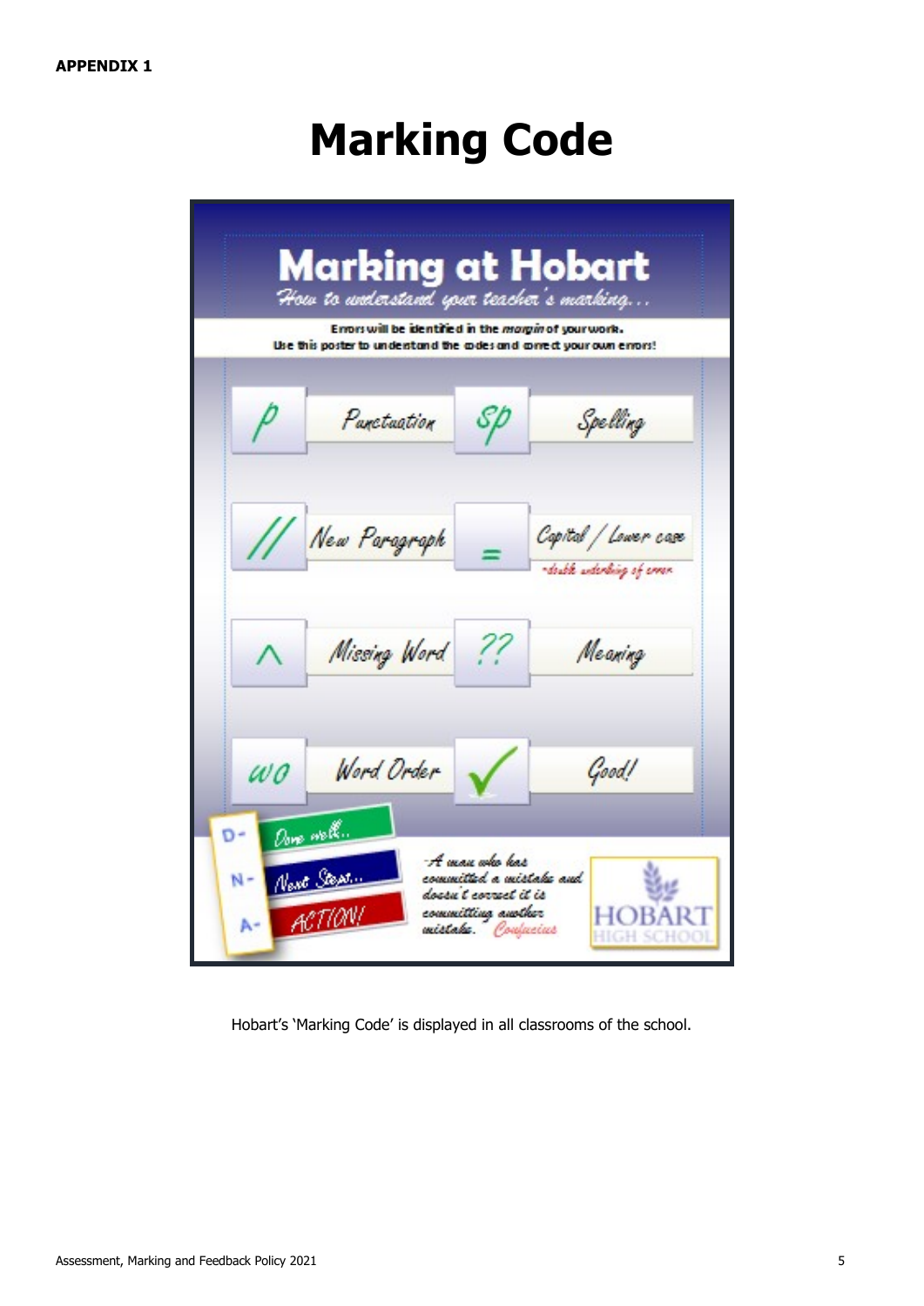**APPENDIX 1**

# Marking Code

# Marking at Hobart

*How to understand your teacher's marking...*

Errors will be identified in the *margin* of your work.
Use this poster to understand the codes and correct your own errors!

| Code | Meaning | Code | Meaning |
|---|---|---|---|
| p | Punctuation | sp | Spelling |
| // | New Paragraph | = | Capital / Lower case – double underlining of error |
| ^ | Missing Word | ?? | Meaning |
| wo | Word Order | ✓ | Good! |

D – Done well...

N – Next Steps...

A – ACTION!

"A man who has committed a mistake and doesn't correct it is committing another mistake." Confucius

HOBART HIGH SCHOOL

Hobart's 'Marking Code' is displayed in all classrooms of the school.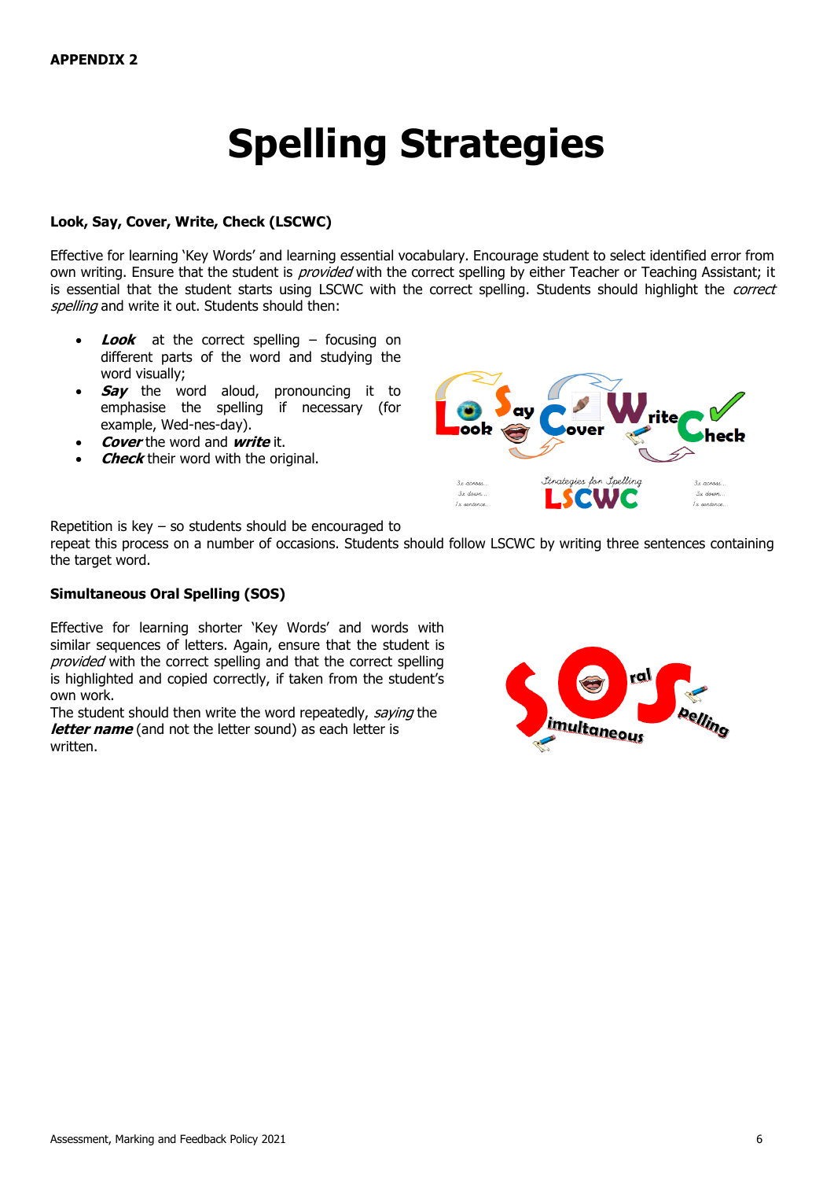**APPENDIX 2**

# Spelling Strategies

### Look, Say, Cover, Write, Check (LSCWC)

Effective for learning 'Key Words' and learning essential vocabulary. Encourage student to select identified error from own writing. Ensure that the student is *provided* with the correct spelling by either Teacher or Teaching Assistant; it is essential that the student starts using LSCWC with the correct spelling. Students should highlight the *correct spelling* and write it out. Students should then:

- ***Look*** at the correct spelling – focusing on different parts of the word and studying the word visually;
- ***Say*** the word aloud, pronouncing it to emphasise the spelling if necessary (for example, Wed-nes-day).
- ***Cover*** the word and ***write*** it.
- ***Check*** their word with the original.

Repetition is key – so students should be encouraged to repeat this process on a number of occasions. Students should follow LSCWC by writing three sentences containing the target word.

### Simultaneous Oral Spelling (SOS)

Effective for learning shorter 'Key Words' and words with similar sequences of letters. Again, ensure that the student is *provided* with the correct spelling and that the correct spelling is highlighted and copied correctly, if taken from the student's own work.

The student should then write the word repeatedly, *saying* the ***letter name*** (and not the letter sound) as each letter is written.